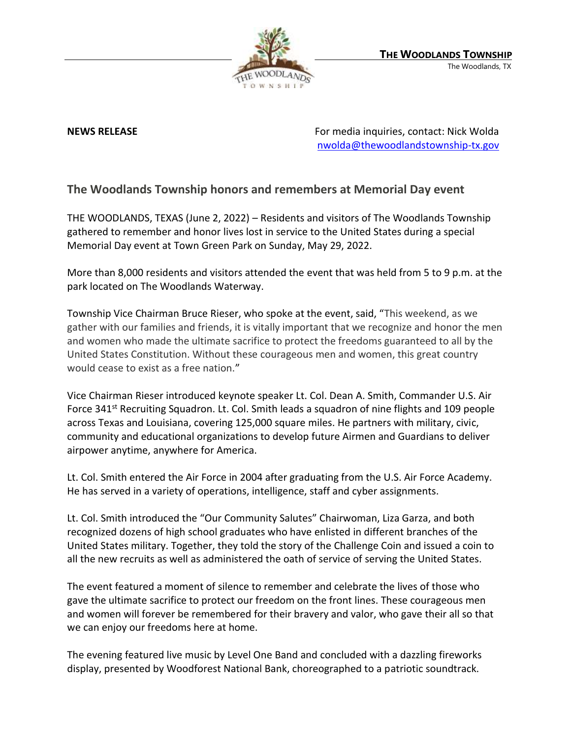**THE WOODLANDS TOWNSHIP**
The Woodlands, TX

**NEWS RELEASE**

For media inquiries, contact: Nick Wolda
nwolda@thewoodlandstownship-tx.gov

## The Woodlands Township honors and remembers at Memorial Day event

THE WOODLANDS, TEXAS (June 2, 2022) – Residents and visitors of The Woodlands Township gathered to remember and honor lives lost in service to the United States during a special Memorial Day event at Town Green Park on Sunday, May 29, 2022.

More than 8,000 residents and visitors attended the event that was held from 5 to 9 p.m. at the park located on The Woodlands Waterway.

Township Vice Chairman Bruce Rieser, who spoke at the event, said, "This weekend, as we gather with our families and friends, it is vitally important that we recognize and honor the men and women who made the ultimate sacrifice to protect the freedoms guaranteed to all by the United States Constitution. Without these courageous men and women, this great country would cease to exist as a free nation."

Vice Chairman Rieser introduced keynote speaker Lt. Col. Dean A. Smith, Commander U.S. Air Force 341st Recruiting Squadron. Lt. Col. Smith leads a squadron of nine flights and 109 people across Texas and Louisiana, covering 125,000 square miles. He partners with military, civic, community and educational organizations to develop future Airmen and Guardians to deliver airpower anytime, anywhere for America.

Lt. Col. Smith entered the Air Force in 2004 after graduating from the U.S. Air Force Academy. He has served in a variety of operations, intelligence, staff and cyber assignments.

Lt. Col. Smith introduced the "Our Community Salutes" Chairwoman, Liza Garza, and both recognized dozens of high school graduates who have enlisted in different branches of the United States military. Together, they told the story of the Challenge Coin and issued a coin to all the new recruits as well as administered the oath of service of serving the United States.

The event featured a moment of silence to remember and celebrate the lives of those who gave the ultimate sacrifice to protect our freedom on the front lines. These courageous men and women will forever be remembered for their bravery and valor, who gave their all so that we can enjoy our freedoms here at home.

The evening featured live music by Level One Band and concluded with a dazzling fireworks display, presented by Woodforest National Bank, choreographed to a patriotic soundtrack.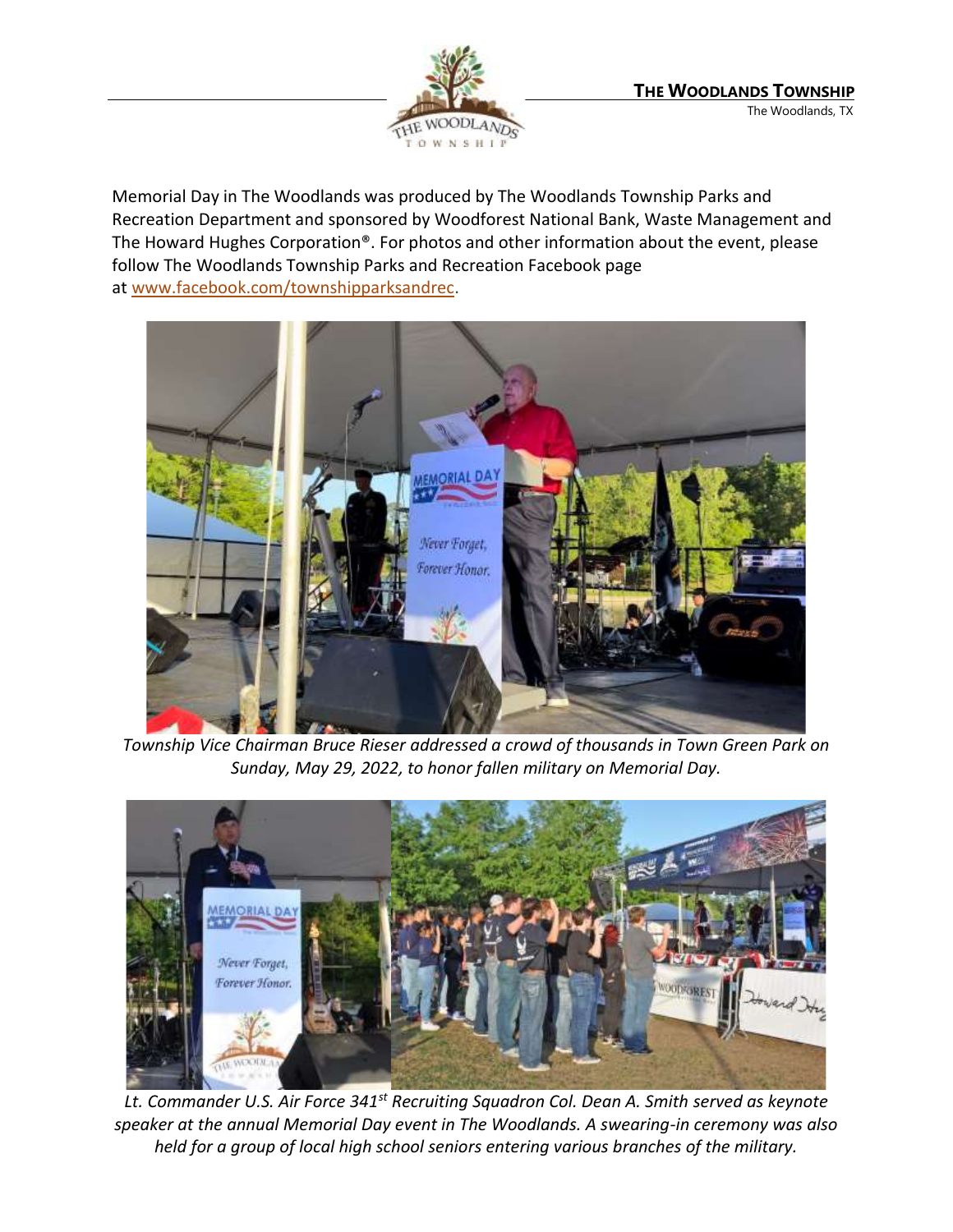Memorial Day in The Woodlands was produced by The Woodlands Township Parks and Recreation Department and sponsored by Woodforest National Bank, Waste Management and The Howard Hughes Corporation®. For photos and other information about the event, please follow The Woodlands Township Parks and Recreation Facebook page at [www.facebook.com/townshipparksandrec](www.facebook.com/townshipparksandrec).

*Township Vice Chairman Bruce Rieser addressed a crowd of thousands in Town Green Park on Sunday, May 29, 2022, to honor fallen military on Memorial Day.*

*Lt. Commander U.S. Air Force 341st Recruiting Squadron Col. Dean A. Smith served as keynote speaker at the annual Memorial Day event in The Woodlands. A swearing-in ceremony was also held for a group of local high school seniors entering various branches of the military.*